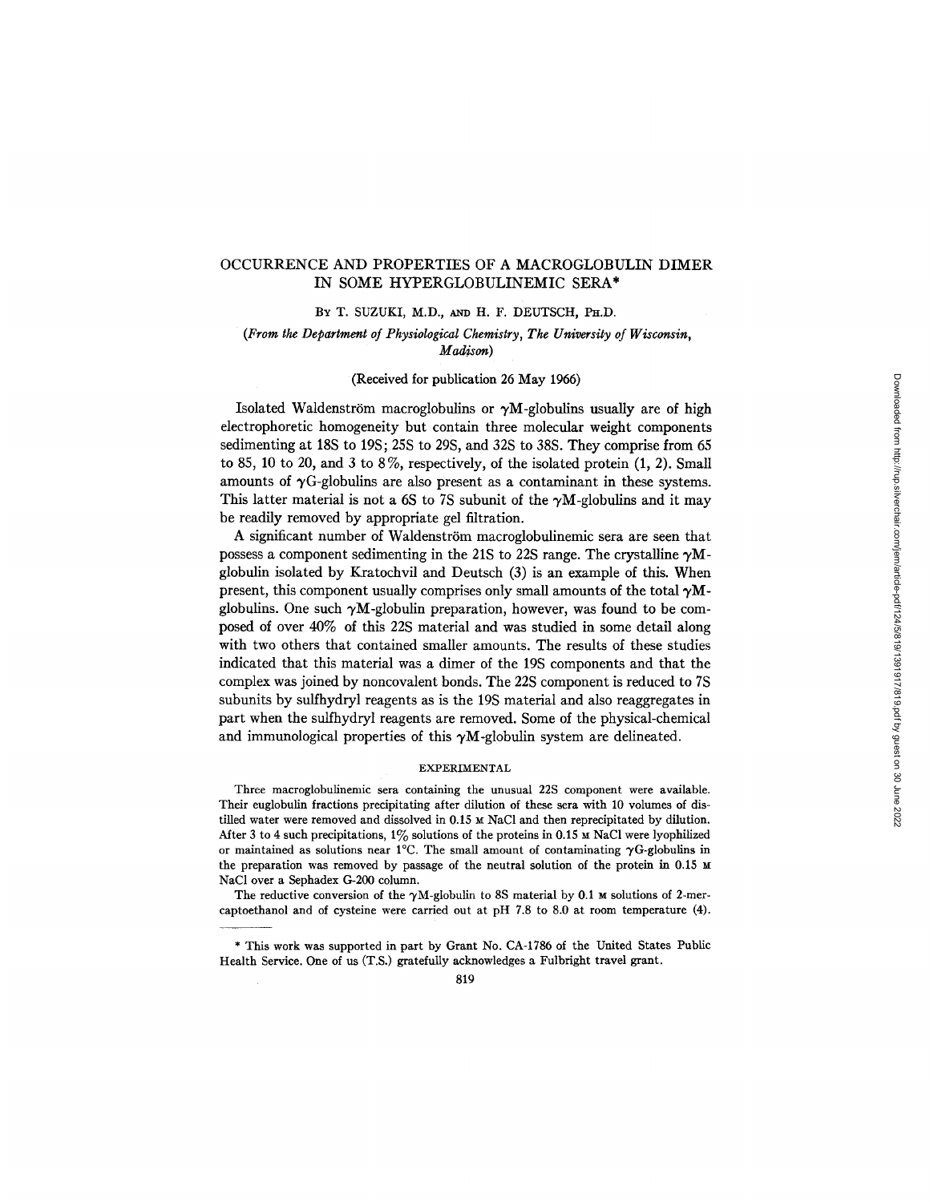# OCCURRENCE AND PROPERTIES OF A MACROGLOBULIN DIMER IN SOME HYPERGLOBULINEMIC SERA*

By T. SUZUKI, M.D., and H. F. DEUTSCH, Ph.D.

*(From the Department of Physiological Chemistry, The University of Wisconsin, Madison)*

(Received for publication 26 May 1966)

Isolated Waldenström macroglobulins or γM-globulins usually are of high electrophoretic homogeneity but contain three molecular weight components sedimenting at 18S to 19S; 25S to 29S, and 32S to 38S. They comprise from 65 to 85, 10 to 20, and 3 to 8%, respectively, of the isolated protein (1, 2). Small amounts of γG-globulins are also present as a contaminant in these systems. This latter material is not a 6S to 7S subunit of the γM-globulins and it may be readily removed by appropriate gel filtration.

A significant number of Waldenström macroglobulinemic sera are seen that possess a component sedimenting in the 21S to 22S range. The crystalline γM-globulin isolated by Kratochvil and Deutsch (3) is an example of this. When present, this component usually comprises only small amounts of the total γM-globulins. One such γM-globulin preparation, however, was found to be composed of over 40% of this 22S material and was studied in some detail along with two others that contained smaller amounts. The results of these studies indicated that this material was a dimer of the 19S components and that the complex was joined by noncovalent bonds. The 22S component is reduced to 7S subunits by sulfhydryl reagents as is the 19S material and also reaggregates in part when the sulfhydryl reagents are removed. Some of the physical-chemical and immunological properties of this γM-globulin system are delineated.

## EXPERIMENTAL

Three macroglobulinemic sera containing the unusual 22S component were available. Their euglobulin fractions precipitating after dilution of these sera with 10 volumes of distilled water were removed and dissolved in 0.15 M NaCl and then reprecipitated by dilution. After 3 to 4 such precipitations, 1% solutions of the proteins in 0.15 M NaCl were lyophilized or maintained as solutions near 1°C. The small amount of contaminating γG-globulins in the preparation was removed by passage of the neutral solution of the protein in 0.15 M NaCl over a Sephadex G-200 column.

The reductive conversion of the γM-globulin to 8S material by 0.1 M solutions of 2-mercaptoethanol and of cysteine were carried out at pH 7.8 to 8.0 at room temperature (4).

---

* This work was supported in part by Grant No. CA-1786 of the United States Public Health Service. One of us (T.S.) gratefully acknowledges a Fulbright travel grant.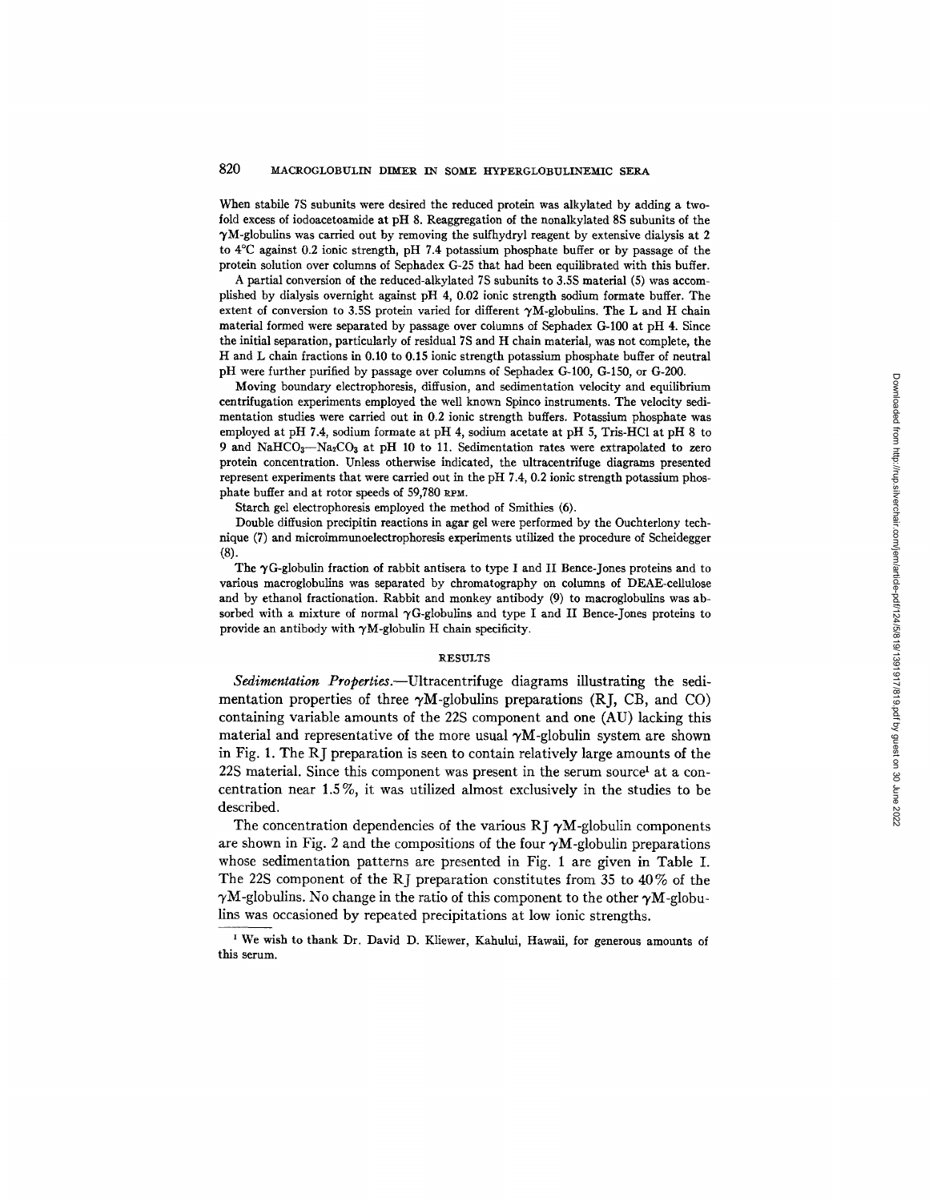When stabile 7S subunits were desired the reduced protein was alkylated by adding a twofold excess of iodoacetoamide at pH 8. Reaggregation of the nonalkylated 8S subunits of the γM-globulins was carried out by removing the sulfhydryl reagent by extensive dialysis at 2 to 4°C against 0.2 ionic strength, pH 7.4 potassium phosphate buffer or by passage of the protein solution over columns of Sephadex G-25 that had been equilibrated with this buffer.

A partial conversion of the reduced-alkylated 7S subunits to 3.5S material (5) was accomplished by dialysis overnight against pH 4, 0.02 ionic strength sodium formate buffer. The extent of conversion to 3.5S protein varied for different γM-globulins. The L and H chain material formed were separated by passage over columns of Sephadex G-100 at pH 4. Since the initial separation, particularly of residual 7S and H chain material, was not complete, the H and L chain fractions in 0.10 to 0.15 ionic strength potassium phosphate buffer of neutral pH were further purified by passage over columns of Sephadex G-100, G-150, or G-200.

Moving boundary electrophoresis, diffusion, and sedimentation velocity and equilibrium centrifugation experiments employed the well known Spinco instruments. The velocity sedimentation studies were carried out in 0.2 ionic strength buffers. Potassium phosphate was employed at pH 7.4, sodium formate at pH 4, sodium acetate at pH 5, Tris-HCl at pH 8 to 9 and $NaHCO_3$—$Na_2CO_3$ at pH 10 to 11. Sedimentation rates were extrapolated to zero protein concentration. Unless otherwise indicated, the ultracentrifuge diagrams presented represent experiments that were carried out in the pH 7.4, 0.2 ionic strength potassium phosphate buffer and at rotor speeds of 59,780 RPM.

Starch gel electrophoresis employed the method of Smithies (6).

Double diffusion precipitin reactions in agar gel were performed by the Ouchterlony technique (7) and microimmunoelectrophoresis experiments utilized the procedure of Scheidegger (8).

The γG-globulin fraction of rabbit antisera to type I and II Bence-Jones proteins and to various macroglobulins was separated by chromatography on columns of DEAE-cellulose and by ethanol fractionation. Rabbit and monkey antibody (9) to macroglobulins was absorbed with a mixture of normal γG-globulins and type I and II Bence-Jones proteins to provide an antibody with γM-globulin H chain specificity.

## RESULTS

*Sedimentation Properties.*—Ultracentrifuge diagrams illustrating the sedimentation properties of three γM-globulins preparations (RJ, CB, and CO) containing variable amounts of the 22S component and one (AU) lacking this material and representative of the more usual γM-globulin system are shown in Fig. 1. The RJ preparation is seen to contain relatively large amounts of the 22S material. Since this component was present in the serum source[1] at a concentration near 1.5%, it was utilized almost exclusively in the studies to be described.

The concentration dependencies of the various RJ γM-globulin components are shown in Fig. 2 and the compositions of the four γM-globulin preparations whose sedimentation patterns are presented in Fig. 1 are given in Table I. The 22S component of the RJ preparation constitutes from 35 to 40% of the γM-globulins. No change in the ratio of this component to the other γM-globulins was occasioned by repeated precipitations at low ionic strengths.

[1] We wish to thank Dr. David D. Kliewer, Kahului, Hawaii, for generous amounts of this serum.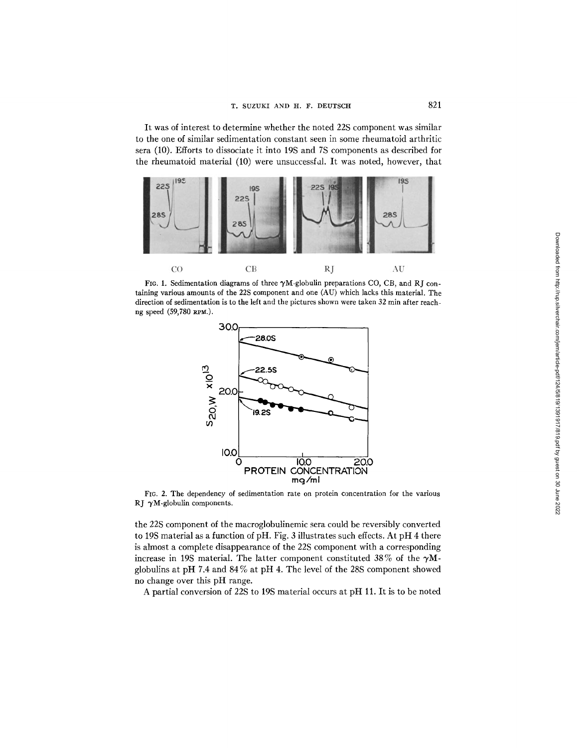It was of interest to determine whether the noted 22S component was similar to the one of similar sedimentation constant seen in some rheumatoid arthritic sera (10). Efforts to dissociate it into 19S and 7S components as described for the rheumatoid material (10) were unsuccessful. It was noted, however, that

FIG. 1. Sedimentation diagrams of three γM-globulin preparations CO, CB, and RJ containing various amounts of the 22S component and one (AU) which lacks this material. The direction of sedimentation is to the left and the pictures shown were taken 32 min after reaching speed (59,780 RPM.).

FIG. 2. The dependency of sedimentation rate on protein concentration for the various RJ γM-globulin components.

the 22S component of the macroglobulinemic sera could be reversibly converted to 19S material as a function of pH. Fig. 3 illustrates such effects. At pH 4 there is almost a complete disappearance of the 22S component with a corresponding increase in 19S material. The latter component constituted 38% of the γM-globulins at pH 7.4 and 84% at pH 4. The level of the 28S component showed no change over this pH range.

A partial conversion of 22S to 19S material occurs at pH 11. It is to be noted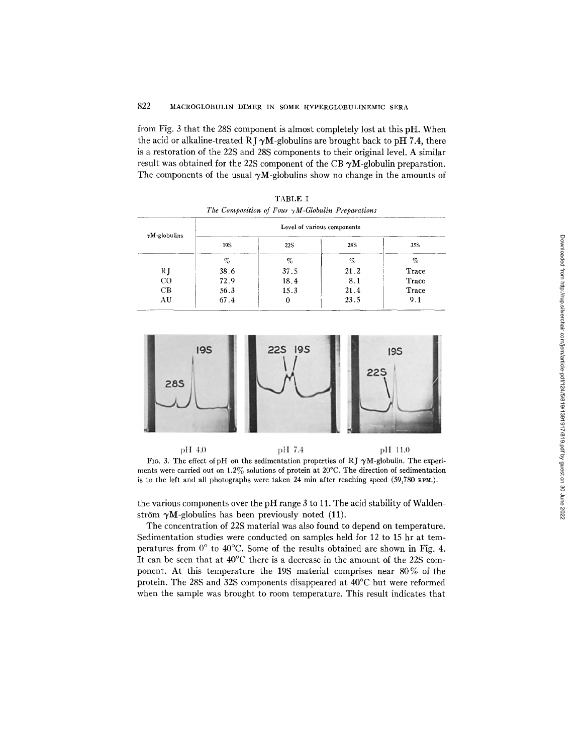from Fig. 3 that the 28S component is almost completely lost at this pH. When the acid or alkaline-treated RJ γM-globulins are brought back to pH 7.4, there is a restoration of the 22S and 28S components to their original level. A similar result was obtained for the 22S component of the CB γM-globulin preparation. The components of the usual γM-globulins show no change in the amounts of the various components over the pH range 3 to 11. The acid stability of Waldenström γM-globulins has been previously noted (11).

TABLE I

*The Composition of Four γM-Globulin Preparations*

| γM-globulins | Level of various components | | | |
|---|---|---|---|---|
| | 19S | 22S | 28S | 35S |
| | % | % | % | % |
| RJ | 38.6 | 37.5 | 21.2 | Trace |
| CO | 72.9 | 18.4 | 8.1 | Trace |
| CB | 56.3 | 15.3 | 21.4 | Trace |
| AU | 67.4 | 0 | 23.5 | 9.1 |

pH 4.0 pH 7.4 pH 11.0

FIG. 3. The effect of pH on the sedimentation properties of RJ γM-globulin. The experiments were carried out on 1.2% solutions of protein at 20°C. The direction of sedimentation is to the left and all photographs were taken 24 min after reaching speed (59,780 RPM.).

The concentration of 22S material was also found to depend on temperature. Sedimentation studies were conducted on samples held for 12 to 15 hr at temperatures from 0° to 40°C. Some of the results obtained are shown in Fig. 4. It can be seen that at 40°C there is a decrease in the amount of the 22S component. At this temperature the 19S material comprises near 80% of the protein. The 28S and 32S components disappeared at 40°C but were reformed when the sample was brought to room temperature. This result indicates that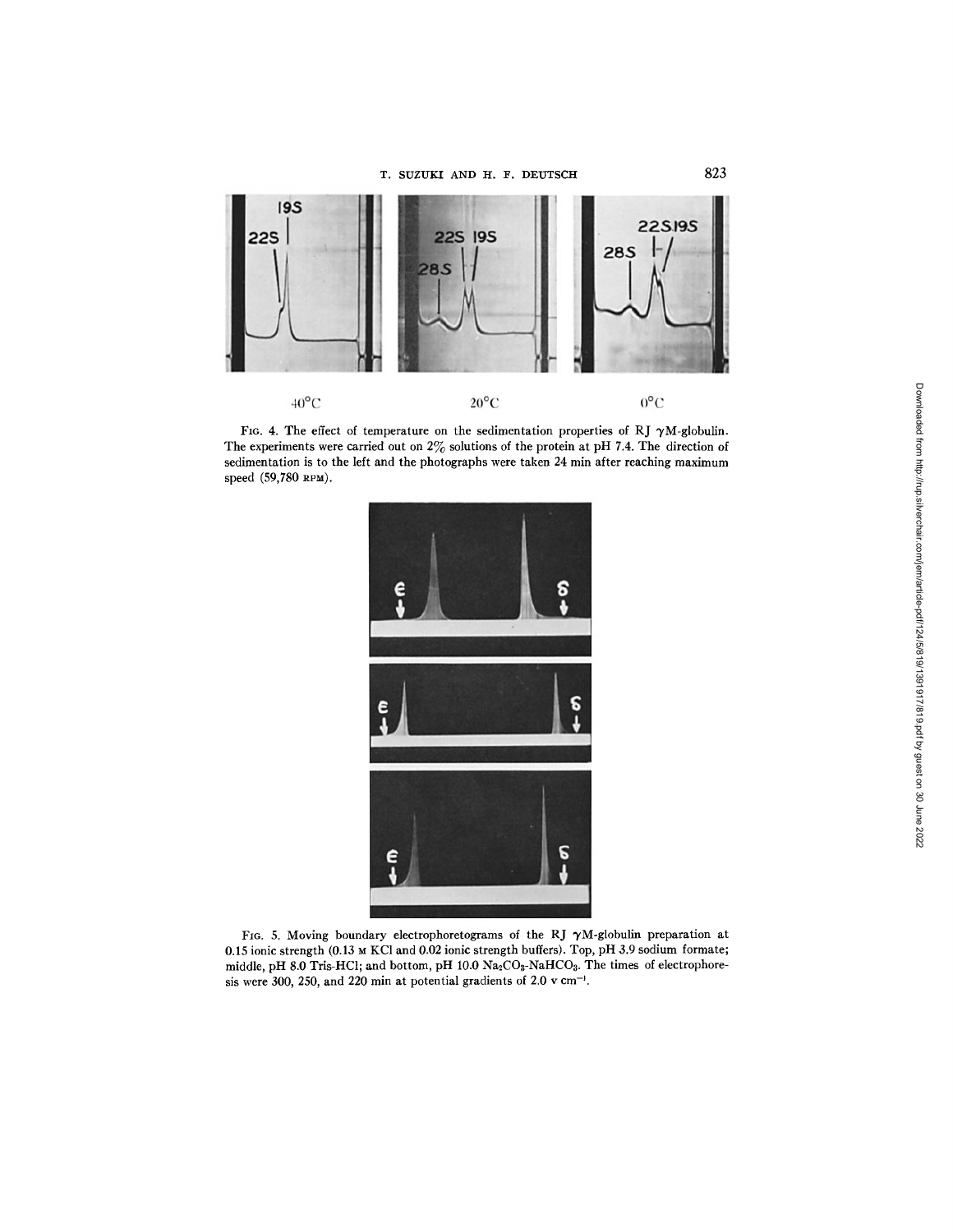FIG. 4. The effect of temperature on the sedimentation properties of RJ $\gamma$M-globulin. The experiments were carried out on 2% solutions of the protein at pH 7.4. The direction of sedimentation is to the left and the photographs were taken 24 min after reaching maximum speed (59,780 RPM).

FIG. 5. Moving boundary electrophoretograms of the RJ $\gamma$M-globulin preparation at 0.15 ionic strength (0.13 M KCl and 0.02 ionic strength buffers). Top, pH 3.9 sodium formate; middle, pH 8.0 Tris-HCl; and bottom, pH 10.0 $Na_2CO_3$-$NaHCO_3$. The times of electrophoresis were 300, 250, and 220 min at potential gradients of 2.0 v $cm^{-1}$.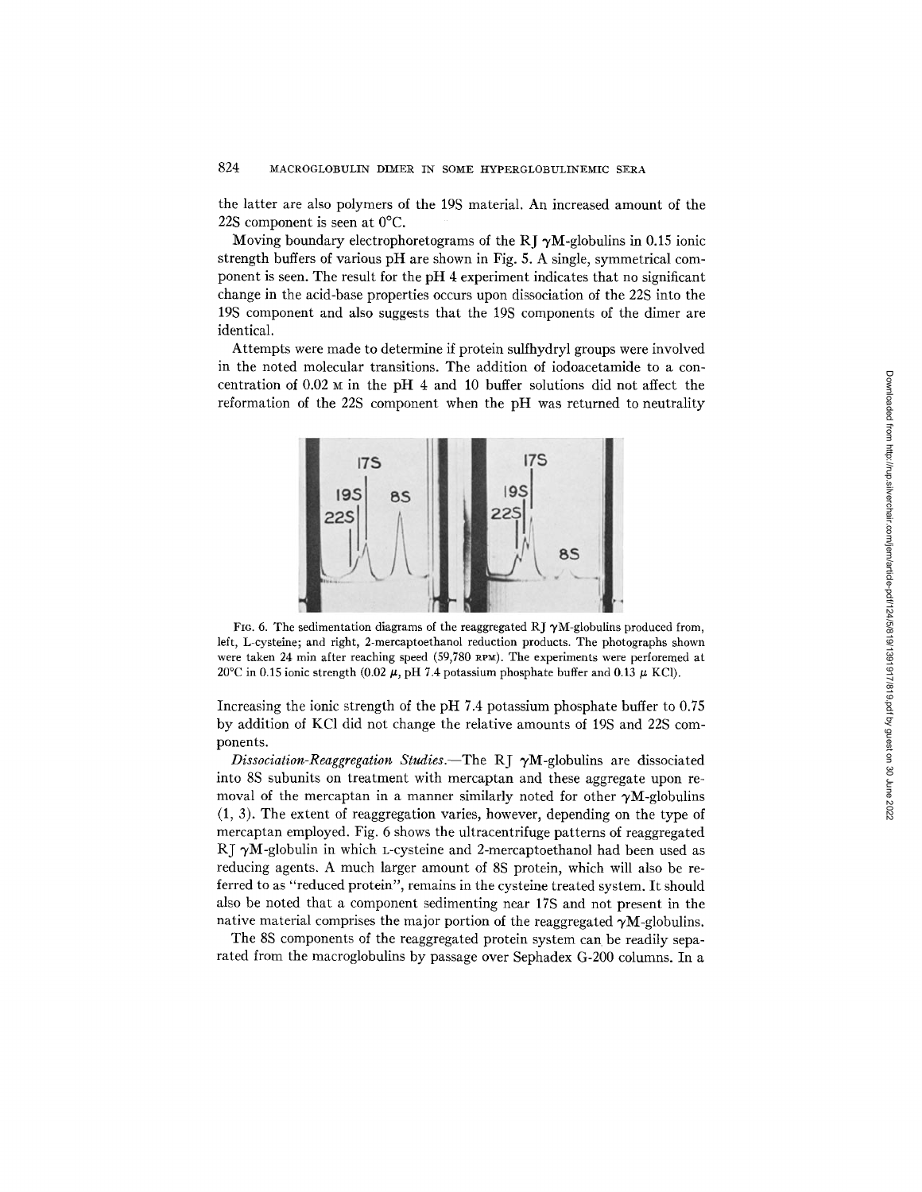the latter are also polymers of the 19S material. An increased amount of the 22S component is seen at 0°C.

Moving boundary electrophoretograms of the RJ γM-globulins in 0.15 ionic strength buffers of various pH are shown in Fig. 5. A single, symmetrical component is seen. The result for the pH 4 experiment indicates that no significant change in the acid-base properties occurs upon dissociation of the 22S into the 19S component and also suggests that the 19S components of the dimer are identical.

Attempts were made to determine if protein sulfhydryl groups were involved in the noted molecular transitions. The addition of iodoacetamide to a concentration of 0.02 M in the pH 4 and 10 buffer solutions did not affect the reformation of the 22S component when the pH was returned to neutrality

FIG. 6. The sedimentation diagrams of the reaggregated RJ γM-globulins produced from, left, L-cysteine; and right, 2-mercaptoethanol reduction products. The photographs shown were taken 24 min after reaching speed (59,780 RPM). The experiments were perforemed at 20°C in 0.15 ionic strength (0.02 $\mu$, pH 7.4 potassium phosphate buffer and 0.13 $\mu$ KCl).

Increasing the ionic strength of the pH 7.4 potassium phosphate buffer to 0.75 by addition of KCl did not change the relative amounts of 19S and 22S components.

*Dissociation-Reaggregation Studies.*—The RJ γM-globulins are dissociated into 8S subunits on treatment with mercaptan and these aggregate upon removal of the mercaptan in a manner similarly noted for other γM-globulins (1, 3). The extent of reaggregation varies, however, depending on the type of mercaptan employed. Fig. 6 shows the ultracentrifuge patterns of reaggregated RJ γM-globulin in which L-cysteine and 2-mercaptoethanol had been used as reducing agents. A much larger amount of 8S protein, which will also be referred to as "reduced protein", remains in the cysteine treated system. It should also be noted that a component sedimenting near 17S and not present in the native material comprises the major portion of the reaggregated γM-globulins.

The 8S components of the reaggregated protein system can be readily separated from the macroglobulins by passage over Sephadex G-200 columns. In a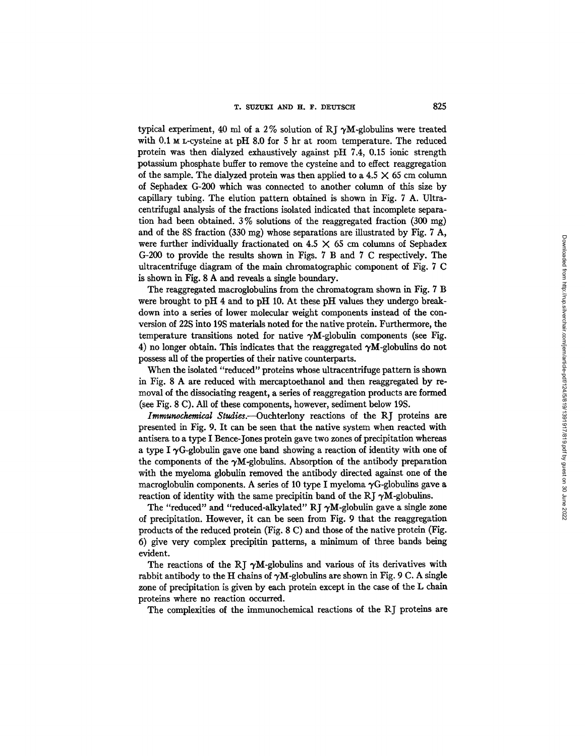typical experiment, 40 ml of a 2% solution of RJ γM-globulins were treated with 0.1 M L-cysteine at pH 8.0 for 5 hr at room temperature. The reduced protein was then dialyzed exhaustively against pH 7.4, 0.15 ionic strength potassium phosphate buffer to remove the cysteine and to effect reaggregation of the sample. The dialyzed protein was then applied to a 4.5 × 65 cm column of Sephadex G-200 which was connected to another column of this size by capillary tubing. The elution pattern obtained is shown in Fig. 7 A. Ultracentrifugal analysis of the fractions isolated indicated that incomplete separation had been obtained. 3% solutions of the reaggregated fraction (300 mg) and of the 8S fraction (330 mg) whose separations are illustrated by Fig. 7 A, were further individually fractionated on 4.5 × 65 cm columns of Sephadex G-200 to provide the results shown in Figs. 7 B and 7 C respectively. The ultracentrifuge diagram of the main chromatographic component of Fig. 7 C is shown in Fig. 8 A and reveals a single boundary.

The reaggregated macroglobulins from the chromatogram shown in Fig. 7 B were brought to pH 4 and to pH 10. At these pH values they undergo breakdown into a series of lower molecular weight components instead of the conversion of 22S into 19S materials noted for the native protein. Furthermore, the temperature transitions noted for native γM-globulin components (see Fig. 4) no longer obtain. This indicates that the reaggregated γM-globulins do not possess all of the properties of their native counterparts.

When the isolated "reduced" proteins whose ultracentrifuge pattern is shown in Fig. 8 A are reduced with mercaptoethanol and then reaggregated by removal of the dissociating reagent, a series of reaggregation products are formed (see Fig. 8 C). All of these components, however, sediment below 19S.

*Immunochemical Studies.*—Ouchterlony reactions of the RJ proteins are presented in Fig. 9. It can be seen that the native system when reacted with antisera to a type I Bence-Jones protein gave two zones of precipitation whereas a type I γG-globulin gave one band showing a reaction of identity with one of the components of the γM-globulins. Absorption of the antibody preparation with the myeloma globulin removed the antibody directed against one of the macroglobulin components. A series of 10 type I myeloma γG-globulins gave a reaction of identity with the same precipitin band of the RJ γM-globulins.

The "reduced" and "reduced-alkylated" RJ γM-globulin gave a single zone of precipitation. However, it can be seen from Fig. 9 that the reaggregation products of the reduced protein (Fig. 8 C) and those of the native protein (Fig. 6) give very complex precipitin patterns, a minimum of three bands being evident.

The reactions of the RJ γM-globulins and various of its derivatives with rabbit antibody to the H chains of γM-globulins are shown in Fig. 9 C. A single zone of precipitation is given by each protein except in the case of the L chain proteins where no reaction occurred.

The complexities of the immunochemical reactions of the RJ proteins are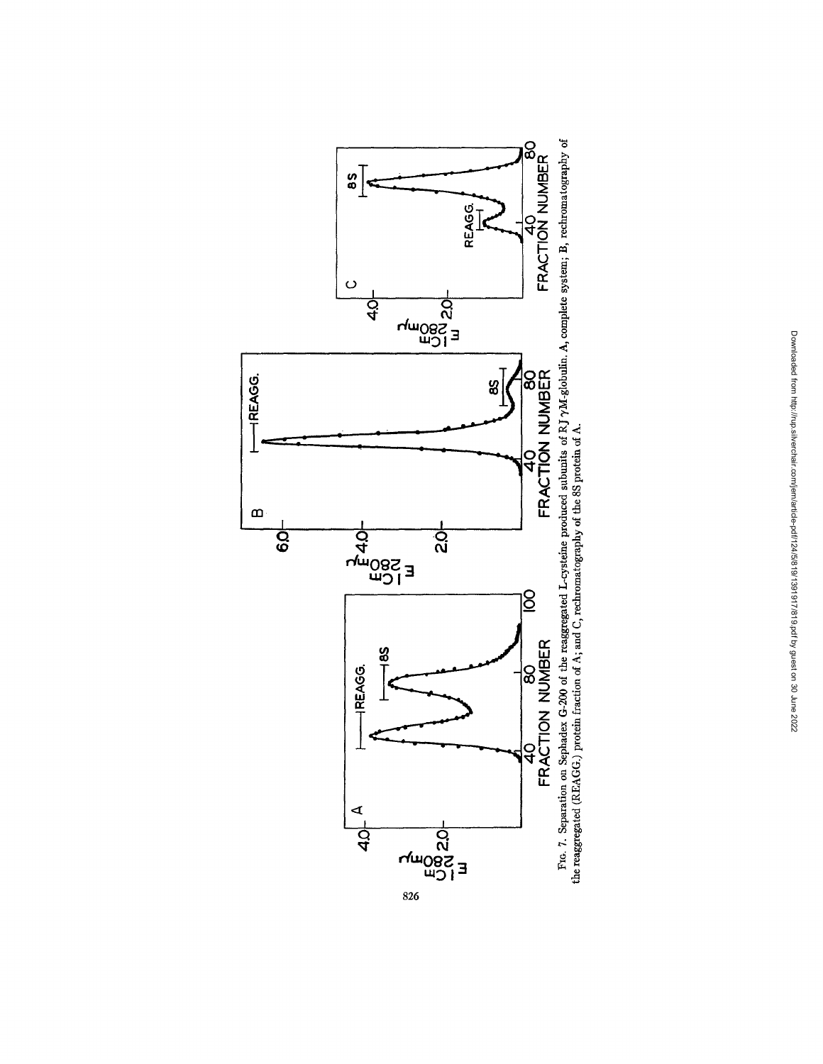FIG. 7. Separation on Sephadex G-200 of the reaggregated L-cysteine produced subunits of RJ γM-globulin. A, complete system; B, rechromatography of the reaggregated (REAGG.) protein fraction of A; and C, rechromatography of the 8S protein of A.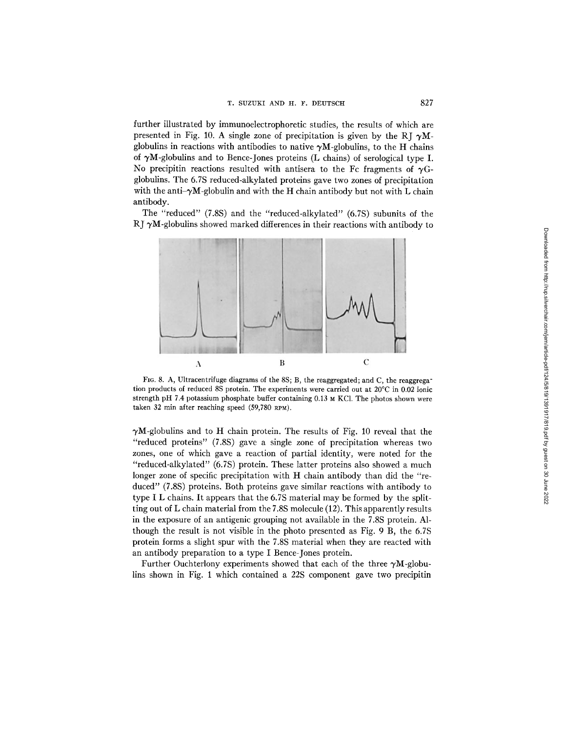further illustrated by immunoelectrophoretic studies, the results of which are presented in Fig. 10. A single zone of precipitation is given by the RJ $\gamma$M-globulins in reactions with antibodies to native $\gamma$M-globulins, to the H chains of $\gamma$M-globulins and to Bence-Jones proteins (L chains) of serological type I. No precipitin reactions resulted with antisera to the Fc fragments of $\gamma$G-globulins. The 6.7S reduced-alkylated proteins gave two zones of precipitation with the anti–$\gamma$M-globulin and with the H chain antibody but not with L chain antibody.

The "reduced" (7.8S) and the "reduced-alkylated" (6.7S) subunits of the RJ $\gamma$M-globulins showed marked differences in their reactions with antibody to

FIG. 8. A, Ultracentrifuge diagrams of the 8S; B, the reaggregated; and C, the reaggregation products of reduced 8S protein. The experiments were carried out at 20°C in 0.02 ionic strength pH 7.4 potassium phosphate buffer containing 0.13 M KCl. The photos shown were taken 32 min after reaching speed (59,780 RPM).

$\gamma$M-globulins and to H chain protein. The results of Fig. 10 reveal that the "reduced proteins" (7.8S) gave a single zone of precipitation whereas two zones, one of which gave a reaction of partial identity, were noted for the "reduced-alkylated" (6.7S) protein. These latter proteins also showed a much longer zone of specific precipitation with H chain antibody than did the "reduced" (7.8S) proteins. Both proteins gave similar reactions with antibody to type I L chains. It appears that the 6.7S material may be formed by the splitting out of L chain material from the 7.8S molecule (12). This apparently results in the exposure of an antigenic grouping not available in the 7.8S protein. Although the result is not visible in the photo presented as Fig. 9 B, the 6.7S protein forms a slight spur with the 7.8S material when they are reacted with an antibody preparation to a type I Bence-Jones protein.

Further Ouchterlony experiments showed that each of the three $\gamma$M-globulins shown in Fig. 1 which contained a 22S component gave two precipitin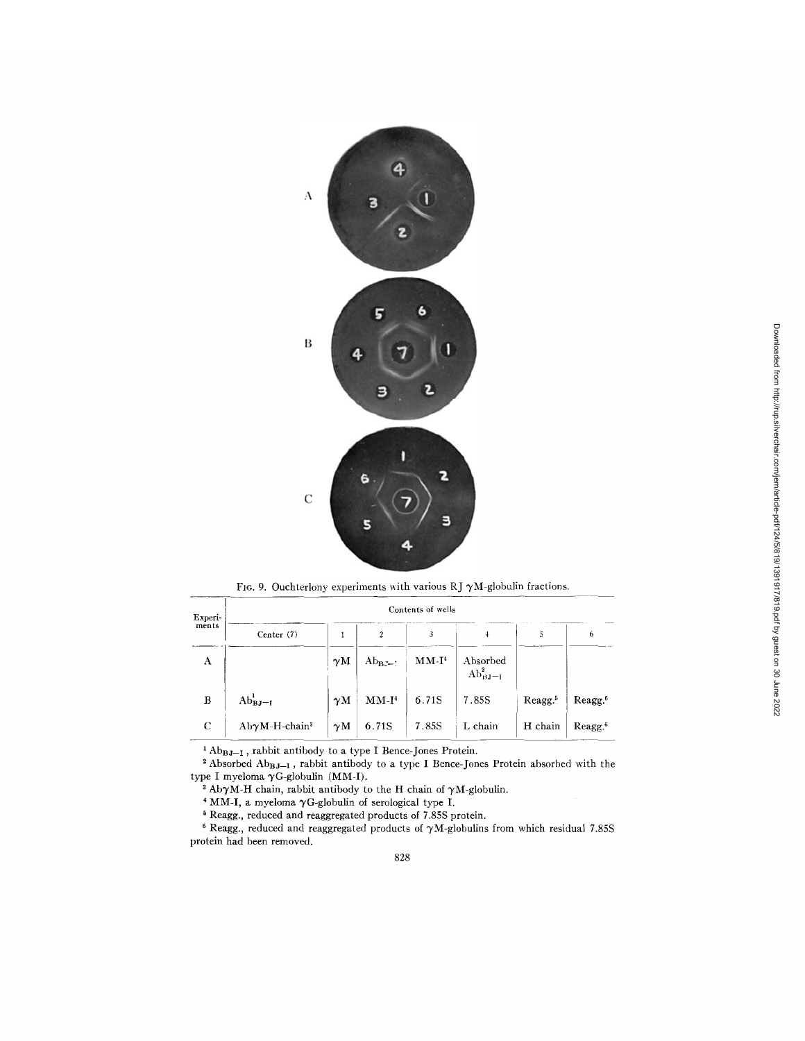FIG. 9. Ouchterlony experiments with various RJ $\gamma$M-globulin fractions.

| Experiments | Contents of wells | | | | | | |
|---|---|---|---|---|---|---|---|
| | Center (7) | 1 | 2 | 3 | 4 | 5 | 6 |
| A | | $\gamma$M | $Ab_{BJ-I}$ | MM-I[4] | Absorbed $Ab_{BJ-I}$[2] | | |
| B | $Ab_{BJ-I}$[1] | $\gamma$M | MM-I[4] | 6.71S | 7.85S | Reagg.[5] | Reagg.[6] |
| C | Ab$\gamma$M-H-chain[3] | $\gamma$M | 6.71S | 7.85S | L chain | H chain | Reagg.[6] |

[1] $Ab_{BJ-I}$, rabbit antibody to a type I Bence-Jones Protein.

[2] Absorbed $Ab_{BJ-I}$, rabbit antibody to a type I Bence-Jones Protein absorbed with the type I myeloma $\gamma$G-globulin (MM-I).

[3] Ab$\gamma$M-H chain, rabbit antibody to the H chain of $\gamma$M-globulin.

[4] MM-I, a myeloma $\gamma$G-globulin of serological type I.

[5] Reagg., reduced and reaggregated products of 7.85S protein.

[6] Reagg., reduced and reaggregated products of $\gamma$M-globulins from which residual 7.85S protein had been removed.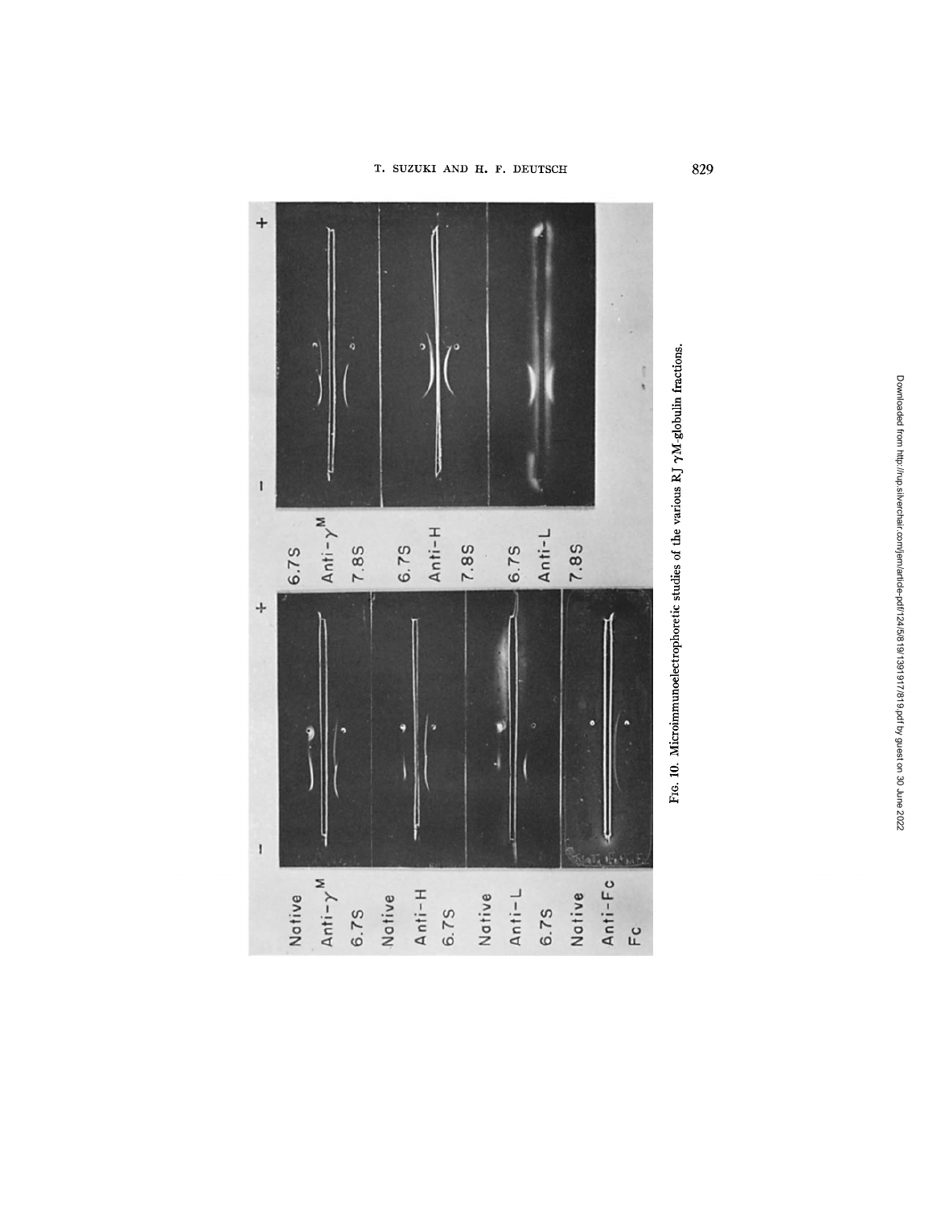FIG. 10. Microimmunoelectrophoretic studies of the various RJ γM-globulin fractions.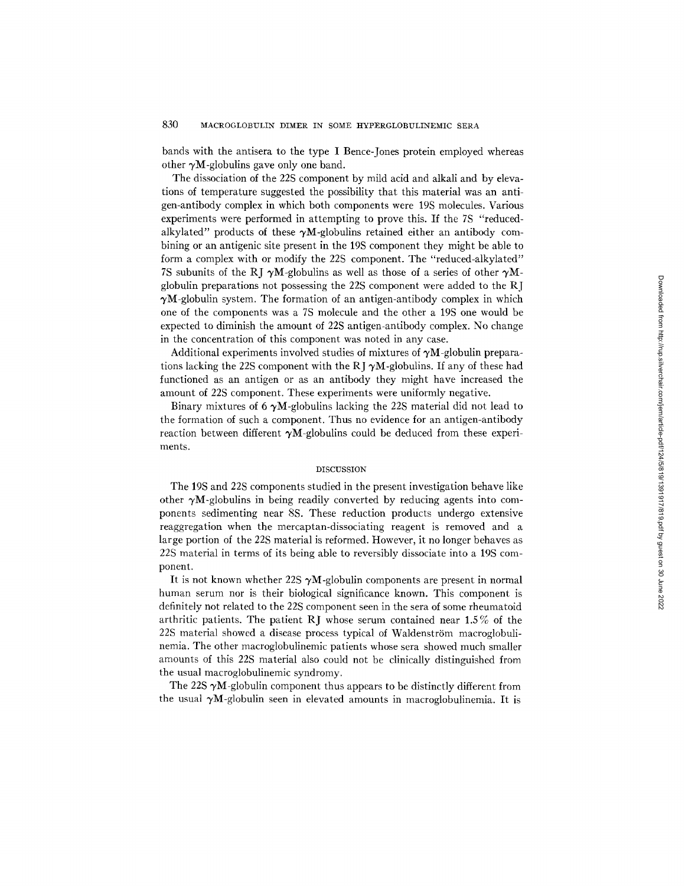bands with the antisera to the type I Bence-Jones protein employed whereas other γM-globulins gave only one band.

The dissociation of the 22S component by mild acid and alkali and by elevations of temperature suggested the possibility that this material was an antigen-antibody complex in which both components were 19S molecules. Various experiments were performed in attempting to prove this. If the 7S "reduced-alkylated" products of these γM-globulins retained either an antibody combining or an antigenic site present in the 19S component they might be able to form a complex with or modify the 22S component. The "reduced-alkylated" 7S subunits of the RJ γM-globulins as well as those of a series of other γM-globulin preparations not possessing the 22S component were added to the RJ γM-globulin system. The formation of an antigen-antibody complex in which one of the components was a 7S molecule and the other a 19S one would be expected to diminish the amount of 22S antigen-antibody complex. No change in the concentration of this component was noted in any case.

Additional experiments involved studies of mixtures of γM-globulin preparations lacking the 22S component with the RJ γM-globulins. If any of these had functioned as an antigen or as an antibody they might have increased the amount of 22S component. These experiments were uniformly negative.

Binary mixtures of 6 γM-globulins lacking the 22S material did not lead to the formation of such a component. Thus no evidence for an antigen-antibody reaction between different γM-globulins could be deduced from these experiments.

## DISCUSSION

The 19S and 22S components studied in the present investigation behave like other γM-globulins in being readily converted by reducing agents into components sedimenting near 8S. These reduction products undergo extensive reaggregation when the mercaptan-dissociating reagent is removed and a large portion of the 22S material is reformed. However, it no longer behaves as 22S material in terms of its being able to reversibly dissociate into a 19S component.

It is not known whether 22S γM-globulin components are present in normal human serum nor is their biological significance known. This component is definitely not related to the 22S component seen in the sera of some rheumatoid arthritic patients. The patient RJ whose serum contained near 1.5% of the 22S material showed a disease process typical of Waldenström macroglobulinemia. The other macroglobulinemic patients whose sera showed much smaller amounts of this 22S material also could not be clinically distinguished from the usual macroglobulinemic syndromy.

The 22S γM-globulin component thus appears to be distinctly different from the usual γM-globulin seen in elevated amounts in macroglobulinemia. It is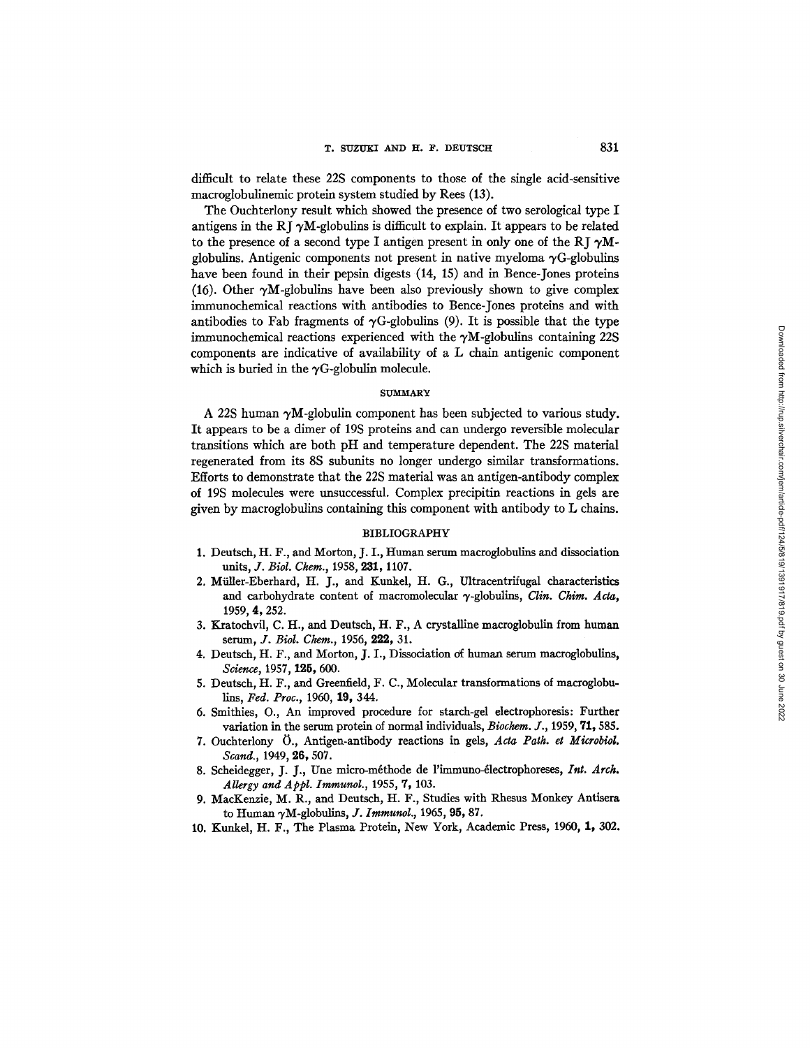difficult to relate these 22S components to those of the single acid-sensitive macroglobulinemic protein system studied by Rees (13).

The Ouchterlony result which showed the presence of two serological type I antigens in the RJ γM-globulins is difficult to explain. It appears to be related to the presence of a second type I antigen present in only one of the RJ γM-globulins. Antigenic components not present in native myeloma γG-globulins have been found in their pepsin digests (14, 15) and in Bence-Jones proteins (16). Other γM-globulins have been also previously shown to give complex immunochemical reactions with antibodies to Bence-Jones proteins and with antibodies to Fab fragments of γG-globulins (9). It is possible that the type immunochemical reactions experienced with the γM-globulins containing 22S components are indicative of availability of a L chain antigenic component which is buried in the γG-globulin molecule.

## SUMMARY

A 22S human γM-globulin component has been subjected to various study. It appears to be a dimer of 19S proteins and can undergo reversible molecular transitions which are both pH and temperature dependent. The 22S material regenerated from its 8S subunits no longer undergo similar transformations. Efforts to demonstrate that the 22S material was an antigen-antibody complex of 19S molecules were unsuccessful. Complex precipitin reactions in gels are given by macroglobulins containing this component with antibody to L chains.

## BIBLIOGRAPHY

1. Deutsch, H. F., and Morton, J. I., Human serum macroglobulins and dissociation units, *J. Biol. Chem.*, 1958, **231**, 1107.
2. Müller-Eberhard, H. J., and Kunkel, H. G., Ultracentrifugal characteristics and carbohydrate content of macromolecular γ-globulins, *Clin. Chim. Acta*, 1959, **4**, 252.
3. Kratochvil, C. H., and Deutsch, H. F., A crystalline macroglobulin from human serum, *J. Biol. Chem.*, 1956, **222**, 31.
4. Deutsch, H. F., and Morton, J. I., Dissociation of human serum macroglobulins, *Science*, 1957, **125**, 600.
5. Deutsch, H. F., and Greenfield, F. C., Molecular transformations of macroglobulins, *Fed. Proc.*, 1960, **19**, 344.
6. Smithies, O., An improved procedure for starch-gel electrophoresis: Further variation in the serum protein of normal individuals, *Biochem. J.*, 1959, **71**, 585.
7. Ouchterlony Ö., Antigen-antibody reactions in gels, *Acta Path. et Microbiol. Scand.*, 1949, **26**, 507.
8. Scheidegger, J. J., Une micro-méthode de l'immuno-électrophoreses, *Int. Arch. Allergy and Appl. Immunol.*, 1955, **7**, 103.
9. MacKenzie, M. R., and Deutsch, H. F., Studies with Rhesus Monkey Antisera to Human γM-globulins, *J. Immunol.*, 1965, **95**, 87.
10. Kunkel, H. F., The Plasma Protein, New York, Academic Press, 1960, **1**, 302.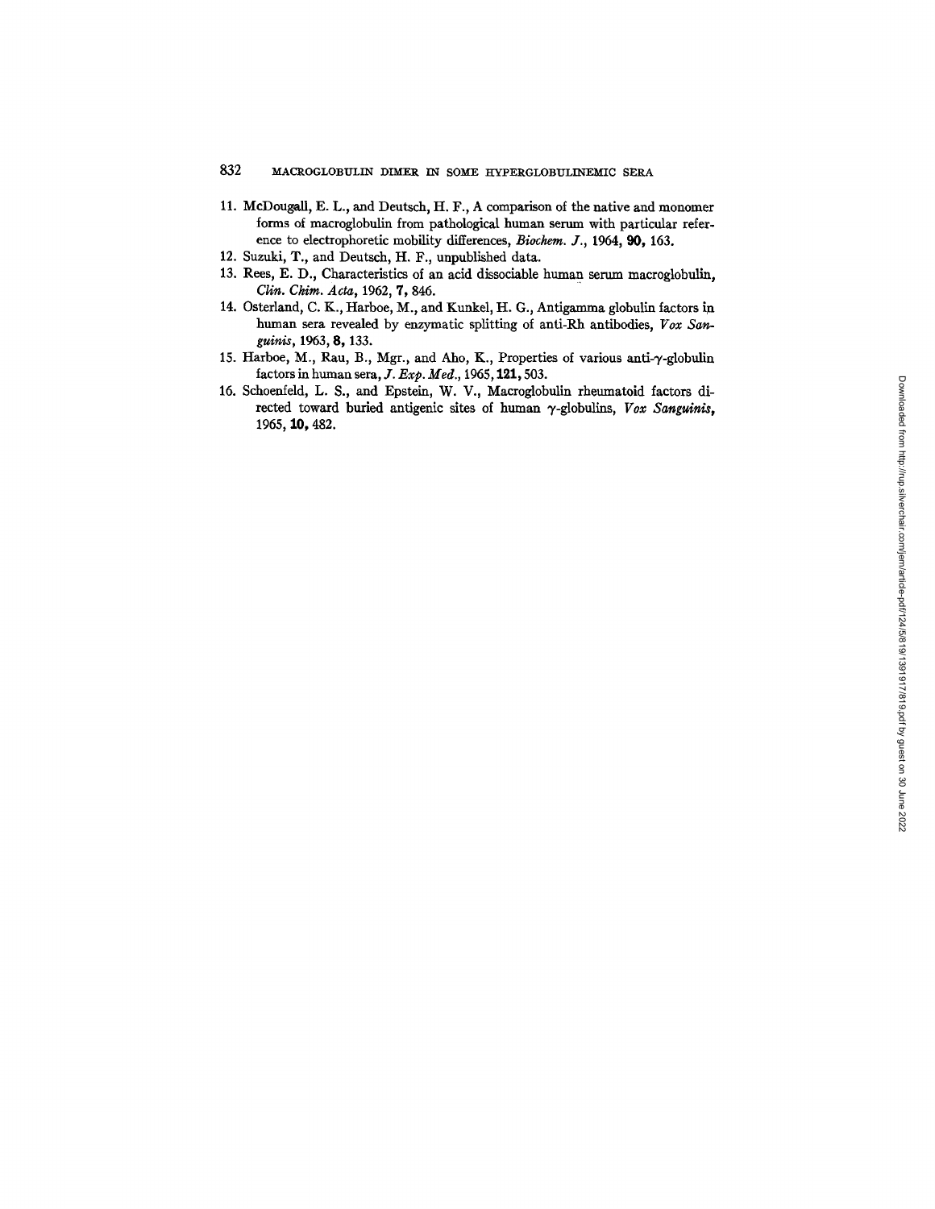11. McDougall, E. L., and Deutsch, H. F., A comparison of the native and monomer forms of macroglobulin from pathological human serum with particular reference to electrophoretic mobility differences, *Biochem. J.*, 1964, **90,** 163.
12. Suzuki, T., and Deutsch, H. F., unpublished data.
13. Rees, E. D., Characteristics of an acid dissociable human serum macroglobulin, *Clin. Chim. Acta*, 1962, **7,** 846.
14. Osterland, C. K., Harboe, M., and Kunkel, H. G., Antigamma globulin factors in human sera revealed by enzymatic splitting of anti-Rh antibodies, *Vox Sanguinis*, 1963, **8,** 133.
15. Harboe, M., Rau, B., Mgr., and Aho, K., Properties of various anti-γ-globulin factors in human sera, *J. Exp. Med.*, 1965, **121,** 503.
16. Schoenfeld, L. S., and Epstein, W. V., Macroglobulin rheumatoid factors directed toward buried antigenic sites of human γ-globulins, *Vox Sanguinis*, 1965, **10,** 482.